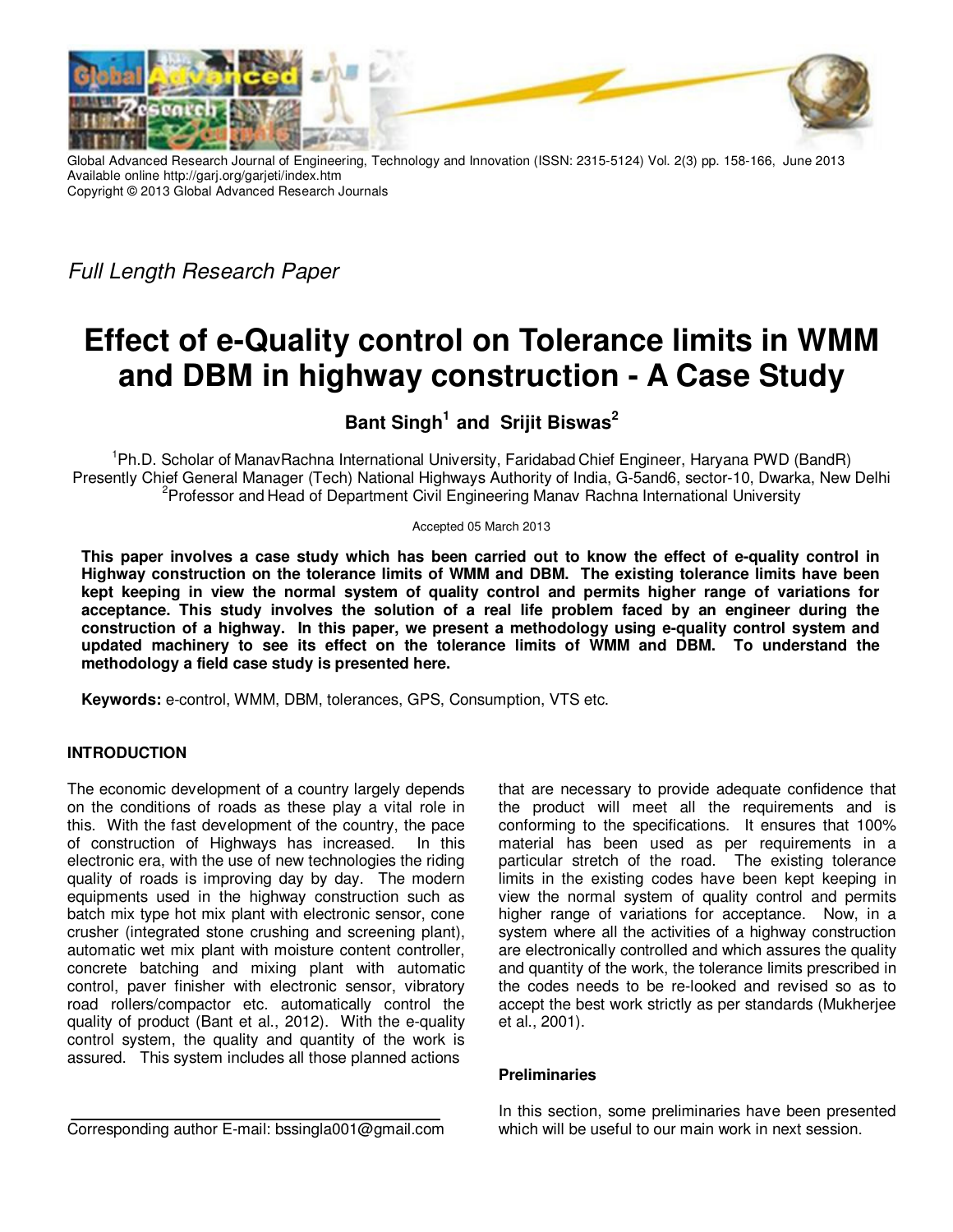Full Length Research Paper

# Effect of e-Quality control on Tolerance limits in WMM and DBM in highway construction - A Case Study

**Bant Singh[1] and Srijit Biswas[2]**

[1]Ph.D. Scholar of ManavRachna International University, Faridabad Chief Engineer, Haryana PWD (BandR) Presently Chief General Manager (Tech) National Highways Authority of India, G-5and6, sector-10, Dwarka, New Delhi
[2]Professor and Head of Department Civil Engineering Manav Rachna International University

Accepted 05 March 2013

**This paper involves a case study which has been carried out to know the effect of e-quality control in Highway construction on the tolerance limits of WMM and DBM. The existing tolerance limits have been kept keeping in view the normal system of quality control and permits higher range of variations for acceptance. This study involves the solution of a real life problem faced by an engineer during the construction of a highway. In this paper, we present a methodology using e-quality control system and updated machinery to see its effect on the tolerance limits of WMM and DBM. To understand the methodology a field case study is presented here.**

**Keywords:** e-control, WMM, DBM, tolerances, GPS, Consumption, VTS etc.

## INTRODUCTION

The economic development of a country largely depends on the conditions of roads as these play a vital role in this. With the fast development of the country, the pace of construction of Highways has increased. In this electronic era, with the use of new technologies the riding quality of roads is improving day by day. The modern equipments used in the highway construction such as batch mix type hot mix plant with electronic sensor, cone crusher (integrated stone crushing and screening plant), automatic wet mix plant with moisture content controller, concrete batching and mixing plant with automatic control, paver finisher with electronic sensor, vibratory road rollers/compactor etc. automatically control the quality of product (Bant et al., 2012). With the e-quality control system, the quality and quantity of the work is assured. This system includes all those planned actions that are necessary to provide adequate confidence that the product will meet all the requirements and is conforming to the specifications. It ensures that 100% material has been used as per requirements in a particular stretch of the road. The existing tolerance limits in the existing codes have been kept keeping in view the normal system of quality control and permits higher range of variations for acceptance. Now, in a system where all the activities of a highway construction are electronically controlled and which assures the quality and quantity of the work, the tolerance limits prescribed in the codes needs to be re-looked and revised so as to accept the best work strictly as per standards (Mukherjee et al., 2001).

### Preliminaries

In this section, some preliminaries have been presented which will be useful to our main work in next session.

Corresponding author E-mail: bssingla001@gmail.com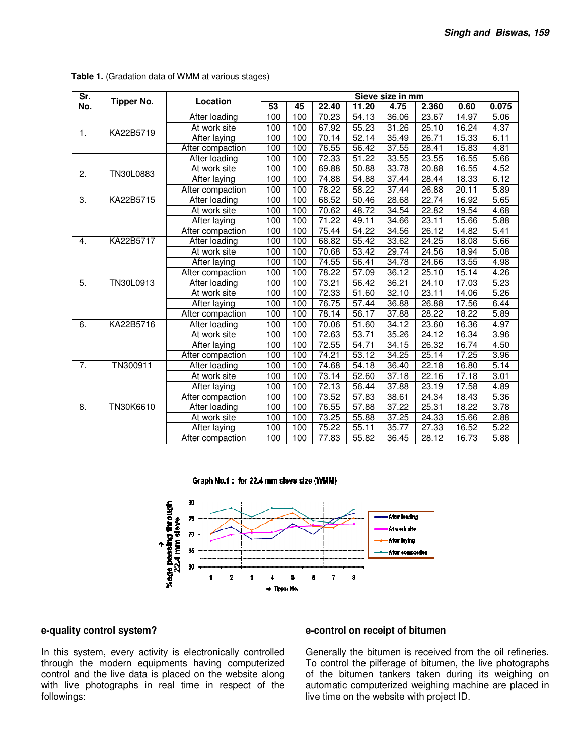Table 1. (Gradation data of WMM at various stages)

| Sr. No. | Tipper No. | Location | Sieve size in mm | | | | | | | |
|---|---|---|---|---|---|---|---|---|---|---|
| | | | 53 | 45 | 22.40 | 11.20 | 4.75 | 2.360 | 0.60 | 0.075 |
| 1. | KA22B5719 | After loading | 100 | 100 | 70.23 | 54.13 | 36.06 | 23.67 | 14.97 | 5.06 |
| | | At work site | 100 | 100 | 67.92 | 55.23 | 31.26 | 25.10 | 16.24 | 4.37 |
| | | After laying | 100 | 100 | 70.14 | 52.14 | 35.49 | 26.71 | 15.33 | 6.11 |
| | | After compaction | 100 | 100 | 76.55 | 56.42 | 37.55 | 28.41 | 15.83 | 4.81 |
| 2. | TN30L0883 | After loading | 100 | 100 | 72.33 | 51.22 | 33.55 | 23.55 | 16.55 | 5.66 |
| | | At work site | 100 | 100 | 69.88 | 50.88 | 33.78 | 20.88 | 16.55 | 4.52 |
| | | After laying | 100 | 100 | 74.88 | 54.88 | 37.44 | 28.44 | 18.33 | 6.12 |
| | | After compaction | 100 | 100 | 78.22 | 58.22 | 37.44 | 26.88 | 20.11 | 5.89 |
| 3. | KA22B5715 | After loading | 100 | 100 | 68.52 | 50.46 | 28.68 | 22.74 | 16.92 | 5.65 |
| | | At work site | 100 | 100 | 70.62 | 48.72 | 34.54 | 22.82 | 19.54 | 4.68 |
| | | After laying | 100 | 100 | 71.22 | 49.11 | 34.66 | 23.11 | 15.66 | 5.88 |
| | | After compaction | 100 | 100 | 75.44 | 54.22 | 34.56 | 26.12 | 14.82 | 5.41 |
| 4. | KA22B5717 | After loading | 100 | 100 | 68.82 | 55.42 | 33.62 | 24.25 | 18.08 | 5.66 |
| | | At work site | 100 | 100 | 70.68 | 53.42 | 29.74 | 24.56 | 18.94 | 5.08 |
| | | After laying | 100 | 100 | 74.55 | 56.41 | 34.78 | 24.66 | 13.55 | 4.98 |
| | | After compaction | 100 | 100 | 78.22 | 57.09 | 36.12 | 25.10 | 15.14 | 4.26 |
| 5. | TN30L0913 | After loading | 100 | 100 | 73.21 | 56.42 | 36.21 | 24.10 | 17.03 | 5.23 |
| | | At work site | 100 | 100 | 72.33 | 51.60 | 32.10 | 23.11 | 14.06 | 5.26 |
| | | After laying | 100 | 100 | 76.75 | 57.44 | 36.88 | 26.88 | 17.56 | 6.44 |
| | | After compaction | 100 | 100 | 78.14 | 56.17 | 37.88 | 28.22 | 18.22 | 5.89 |
| 6. | KA22B5716 | After loading | 100 | 100 | 70.06 | 51.60 | 34.12 | 23.60 | 16.36 | 4.97 |
| | | At work site | 100 | 100 | 72.63 | 53.71 | 35.26 | 24.12 | 16.34 | 3.96 |
| | | After laying | 100 | 100 | 72.55 | 54.71 | 34.15 | 26.32 | 16.74 | 4.50 |
| | | After compaction | 100 | 100 | 74.21 | 53.12 | 34.25 | 25.14 | 17.25 | 3.96 |
| 7. | TN300911 | After loading | 100 | 100 | 74.68 | 54.18 | 36.40 | 22.18 | 16.80 | 5.14 |
| | | At work site | 100 | 100 | 73.14 | 52.60 | 37.18 | 22.16 | 17.18 | 3.01 |
| | | After laying | 100 | 100 | 72.13 | 56.44 | 37.88 | 23.19 | 17.58 | 4.89 |
| | | After compaction | 100 | 100 | 73.52 | 57.83 | 38.61 | 24.34 | 18.43 | 5.36 |
| 8. | TN30K6610 | After loading | 100 | 100 | 76.55 | 57.88 | 37.22 | 25.31 | 18.22 | 3.78 |
| | | At work site | 100 | 100 | 73.25 | 55.88 | 37.25 | 24.33 | 15.66 | 2.88 |
| | | After laying | 100 | 100 | 75.22 | 55.11 | 35.77 | 27.33 | 16.52 | 5.22 |
| | | After compaction | 100 | 100 | 77.83 | 55.82 | 36.45 | 28.12 | 16.73 | 5.88 |

Graph No.1 : for 22.4 mm sieve size (WMM)

## e-quality control system?

In this system, every activity is electronically controlled through the modern equipments having computerized control and the live data is placed on the website along with live photographs in real time in respect of the followings:

## e-control on receipt of bitumen

Generally the bitumen is received from the oil refineries. To control the pilferage of bitumen, the live photographs of the bitumen tankers taken during its weighing on automatic computerized weighing machine are placed in live time on the website with project ID.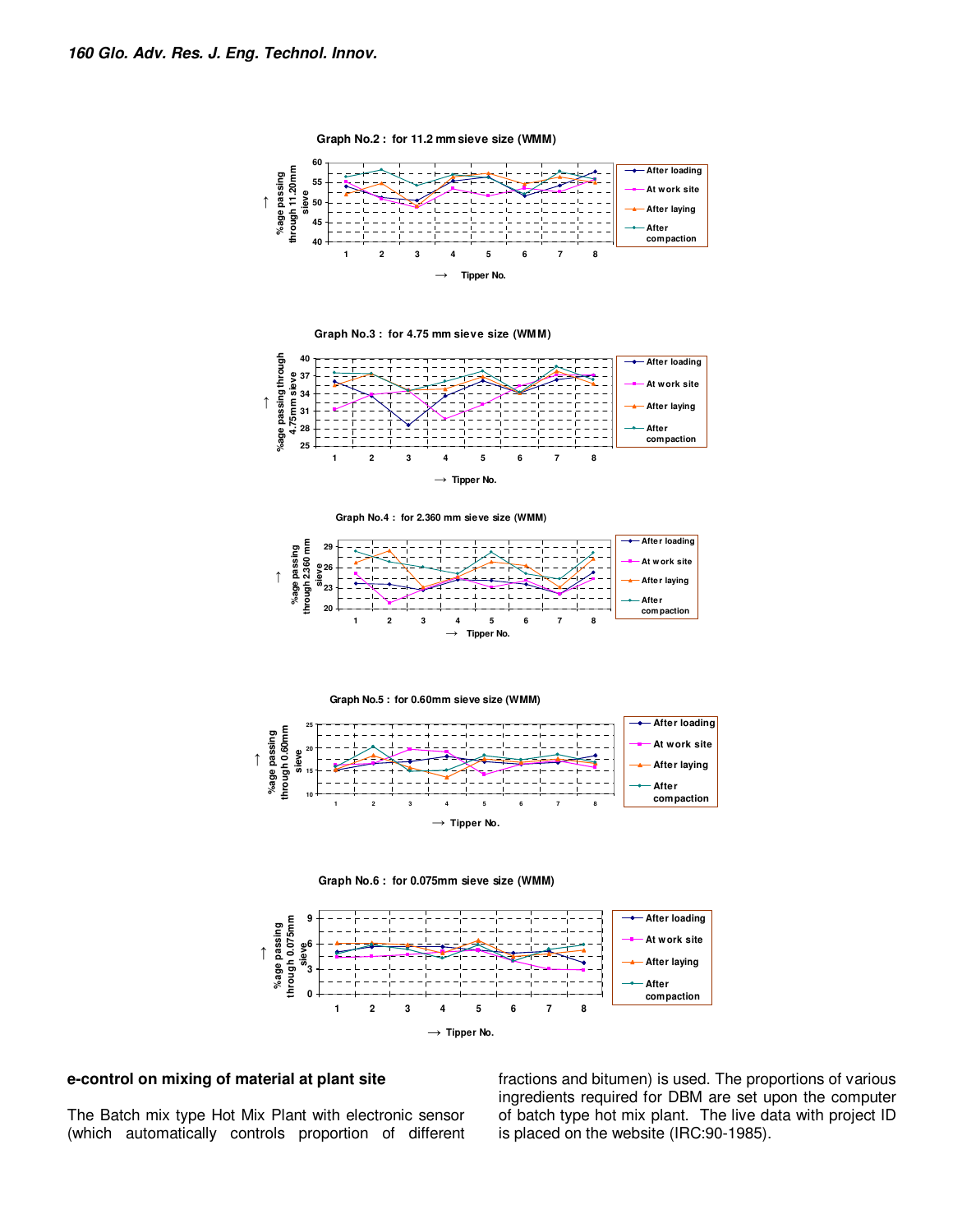Graph No.2 : for 11.2 mm sieve size (WMM)

Graph No.3 : for 4.75 mm sieve size (WMM)

Graph No.4 : for 2.360 mm sieve size (WMM)

Graph No.5 : for 0.60mm sieve size (WMM)

Graph No.6 : for 0.075mm sieve size (WMM)

## e-control on mixing of material at plant site

The Batch mix type Hot Mix Plant with electronic sensor (which automatically controls proportion of different fractions and bitumen) is used. The proportions of various ingredients required for DBM are set upon the computer of batch type hot mix plant. The live data with project ID is placed on the website (IRC:90-1985).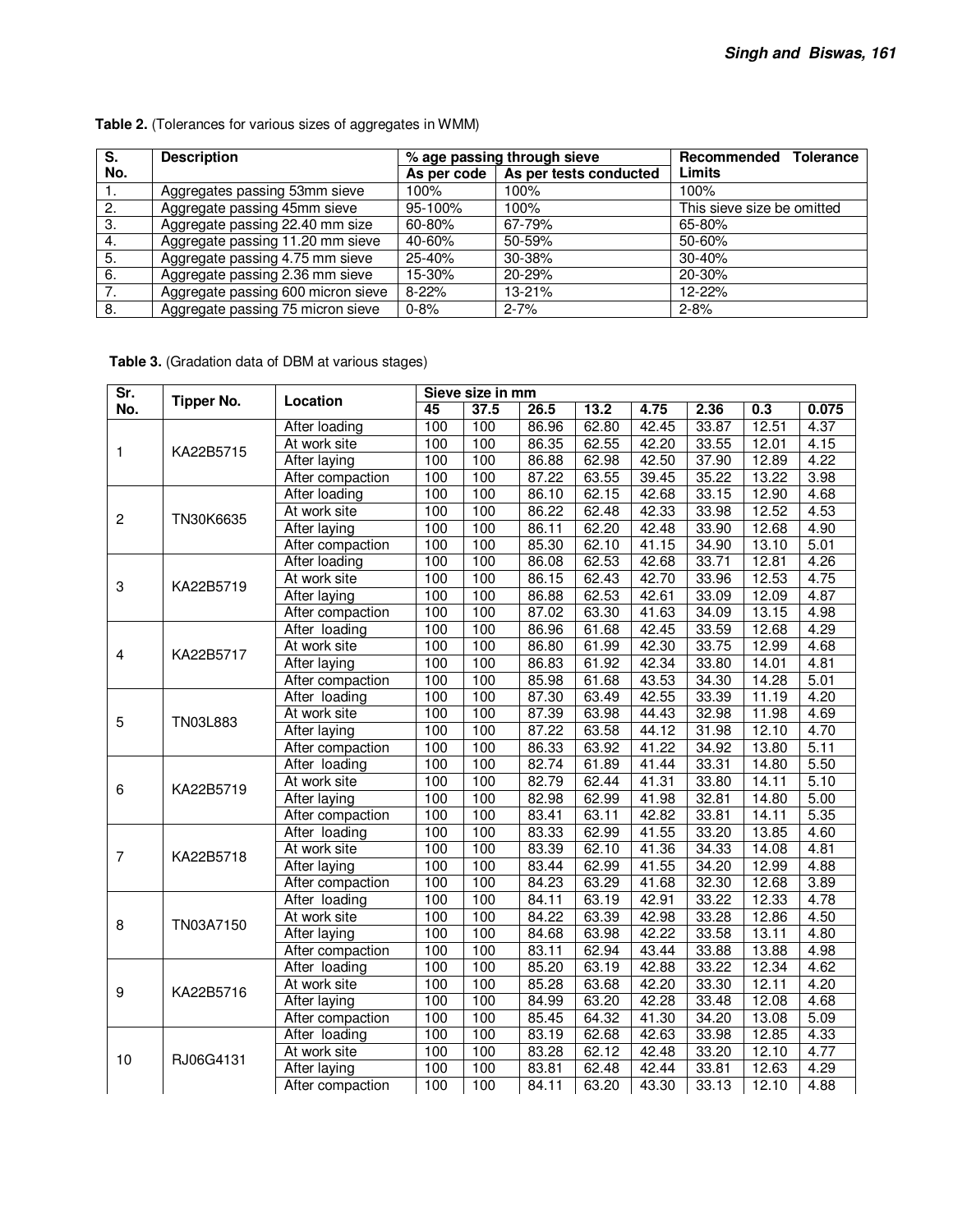**Table 2.** (Tolerances for various sizes of aggregates in WMM)

| S. No. | Description | % age passing through sieve | | Recommended Tolerance Limits |
|---|---|---|---|---|
| | | As per code | As per tests conducted | |
| 1. | Aggregates passing 53mm sieve | 100% | 100% | 100% |
| 2. | Aggregate passing 45mm sieve | 95-100% | 100% | This sieve size be omitted |
| 3. | Aggregate passing 22.40 mm size | 60-80% | 67-79% | 65-80% |
| 4. | Aggregate passing 11.20 mm sieve | 40-60% | 50-59% | 50-60% |
| 5. | Aggregate passing 4.75 mm sieve | 25-40% | 30-38% | 30-40% |
| 6. | Aggregate passing 2.36 mm sieve | 15-30% | 20-29% | 20-30% |
| 7. | Aggregate passing 600 micron sieve | 8-22% | 13-21% | 12-22% |
| 8. | Aggregate passing 75 micron sieve | 0-8% | 2-7% | 2-8% |

**Table 3.** (Gradation data of DBM at various stages)

| Sr. No. | Tipper No. | Location | Sieve size in mm | | | | | | | |
|---|---|---|---|---|---|---|---|---|---|---|
| | | | 45 | 37.5 | 26.5 | 13.2 | 4.75 | 2.36 | 0.3 | 0.075 |
| 1 | KA22B5715 | After loading | 100 | 100 | 86.96 | 62.80 | 42.45 | 33.87 | 12.51 | 4.37 |
| | | At work site | 100 | 100 | 86.35 | 62.55 | 42.20 | 33.55 | 12.01 | 4.15 |
| | | After laying | 100 | 100 | 86.88 | 62.98 | 42.50 | 37.90 | 12.89 | 4.22 |
| | | After compaction | 100 | 100 | 87.22 | 63.55 | 39.45 | 35.22 | 13.22 | 3.98 |
| 2 | TN30K6635 | After loading | 100 | 100 | 86.10 | 62.15 | 42.68 | 33.15 | 12.90 | 4.68 |
| | | At work site | 100 | 100 | 86.22 | 62.48 | 42.33 | 33.98 | 12.52 | 4.53 |
| | | After laying | 100 | 100 | 86.11 | 62.20 | 42.48 | 33.90 | 12.68 | 4.90 |
| | | After compaction | 100 | 100 | 85.30 | 62.10 | 41.15 | 34.90 | 13.10 | 5.01 |
| 3 | KA22B5719 | After loading | 100 | 100 | 86.08 | 62.53 | 42.68 | 33.71 | 12.81 | 4.26 |
| | | At work site | 100 | 100 | 86.15 | 62.43 | 42.70 | 33.96 | 12.53 | 4.75 |
| | | After laying | 100 | 100 | 86.88 | 62.53 | 42.61 | 33.09 | 12.09 | 4.87 |
| | | After compaction | 100 | 100 | 87.02 | 63.30 | 41.63 | 34.09 | 13.15 | 4.98 |
| 4 | KA22B5717 | After loading | 100 | 100 | 86.96 | 61.68 | 42.45 | 33.59 | 12.68 | 4.29 |
| | | At work site | 100 | 100 | 86.80 | 61.99 | 42.30 | 33.75 | 12.99 | 4.68 |
| | | After laying | 100 | 100 | 86.83 | 61.92 | 42.34 | 33.80 | 14.01 | 4.81 |
| | | After compaction | 100 | 100 | 85.98 | 61.68 | 43.53 | 34.30 | 14.28 | 5.01 |
| 5 | TN03L883 | After loading | 100 | 100 | 87.30 | 63.49 | 42.55 | 33.39 | 11.19 | 4.20 |
| | | At work site | 100 | 100 | 87.39 | 63.98 | 44.43 | 32.98 | 11.98 | 4.69 |
| | | After laying | 100 | 100 | 87.22 | 63.58 | 44.12 | 31.98 | 12.10 | 4.70 |
| | | After compaction | 100 | 100 | 86.33 | 63.92 | 41.22 | 34.92 | 13.80 | 5.11 |
| 6 | KA22B5719 | After loading | 100 | 100 | 82.74 | 61.89 | 41.44 | 33.31 | 14.80 | 5.50 |
| | | At work site | 100 | 100 | 82.79 | 62.44 | 41.31 | 33.80 | 14.11 | 5.10 |
| | | After laying | 100 | 100 | 82.98 | 62.99 | 41.98 | 32.81 | 14.80 | 5.00 |
| | | After compaction | 100 | 100 | 83.41 | 63.11 | 42.82 | 33.81 | 14.11 | 5.35 |
| 7 | KA22B5718 | After loading | 100 | 100 | 83.33 | 62.99 | 41.55 | 33.20 | 13.85 | 4.60 |
| | | At work site | 100 | 100 | 83.39 | 62.10 | 41.36 | 34.33 | 14.08 | 4.81 |
| | | After laying | 100 | 100 | 83.44 | 62.99 | 41.55 | 34.20 | 12.99 | 4.88 |
| | | After compaction | 100 | 100 | 84.23 | 63.29 | 41.68 | 32.30 | 12.68 | 3.89 |
| 8 | TN03A7150 | After loading | 100 | 100 | 84.11 | 63.19 | 42.91 | 33.22 | 12.33 | 4.78 |
| | | At work site | 100 | 100 | 84.22 | 63.39 | 42.98 | 33.28 | 12.86 | 4.50 |
| | | After laying | 100 | 100 | 84.68 | 63.98 | 42.22 | 33.58 | 13.11 | 4.80 |
| | | After compaction | 100 | 100 | 83.11 | 62.94 | 43.44 | 33.88 | 13.88 | 4.98 |
| 9 | KA22B5716 | After loading | 100 | 100 | 85.20 | 63.19 | 42.88 | 33.22 | 12.34 | 4.62 |
| | | At work site | 100 | 100 | 85.28 | 63.68 | 42.20 | 33.30 | 12.11 | 4.20 |
| | | After laying | 100 | 100 | 84.99 | 63.20 | 42.28 | 33.48 | 12.08 | 4.68 |
| | | After compaction | 100 | 100 | 85.45 | 64.32 | 41.30 | 34.20 | 13.08 | 5.09 |
| 10 | RJ06G4131 | After loading | 100 | 100 | 83.19 | 62.68 | 42.63 | 33.98 | 12.85 | 4.33 |
| | | At work site | 100 | 100 | 83.28 | 62.12 | 42.48 | 33.20 | 12.10 | 4.77 |
| | | After laying | 100 | 100 | 83.81 | 62.48 | 42.44 | 33.81 | 12.63 | 4.29 |
| | | After compaction | 100 | 100 | 84.11 | 63.20 | 43.30 | 33.13 | 12.10 | 4.88 |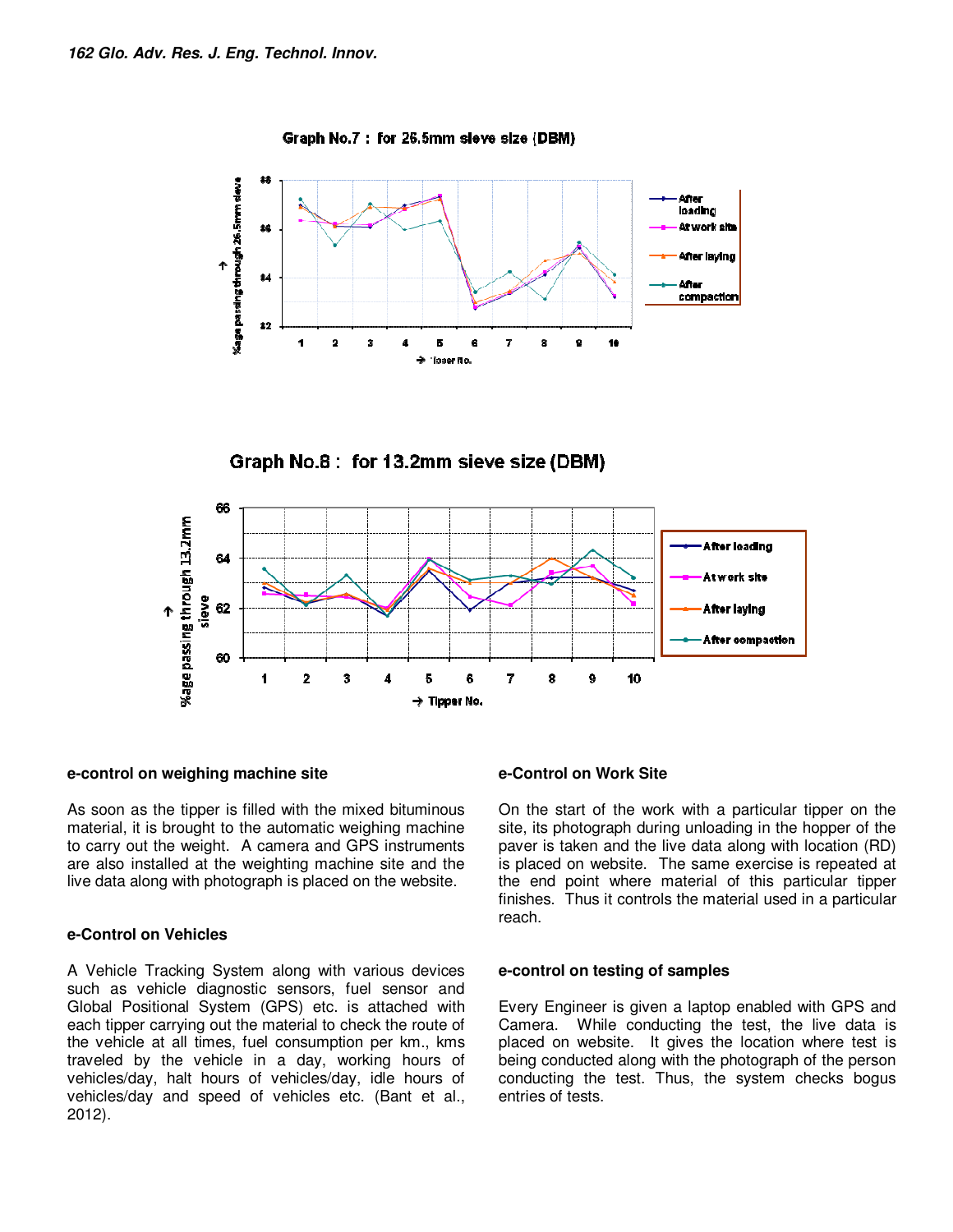Graph No.7 : for 26.5mm sieve size (DBM)

Graph No.8 : for 13.2mm sieve size (DBM)

### e-control on weighing machine site

As soon as the tipper is filled with the mixed bituminous material, it is brought to the automatic weighing machine to carry out the weight. A camera and GPS instruments are also installed at the weighting machine site and the live data along with photograph is placed on the website.

### e-Control on Vehicles

A Vehicle Tracking System along with various devices such as vehicle diagnostic sensors, fuel sensor and Global Positional System (GPS) etc. is attached with each tipper carrying out the material to check the route of the vehicle at all times, fuel consumption per km., kms traveled by the vehicle in a day, working hours of vehicles/day, halt hours of vehicles/day, idle hours of vehicles/day and speed of vehicles etc. (Bant et al., 2012).

### e-Control on Work Site

On the start of the work with a particular tipper on the site, its photograph during unloading in the hopper of the paver is taken and the live data along with location (RD) is placed on website. The same exercise is repeated at the end point where material of this particular tipper finishes. Thus it controls the material used in a particular reach.

### e-control on testing of samples

Every Engineer is given a laptop enabled with GPS and Camera. While conducting the test, the live data is placed on website. It gives the location where test is being conducted along with the photograph of the person conducting the test. Thus, the system checks bogus entries of tests.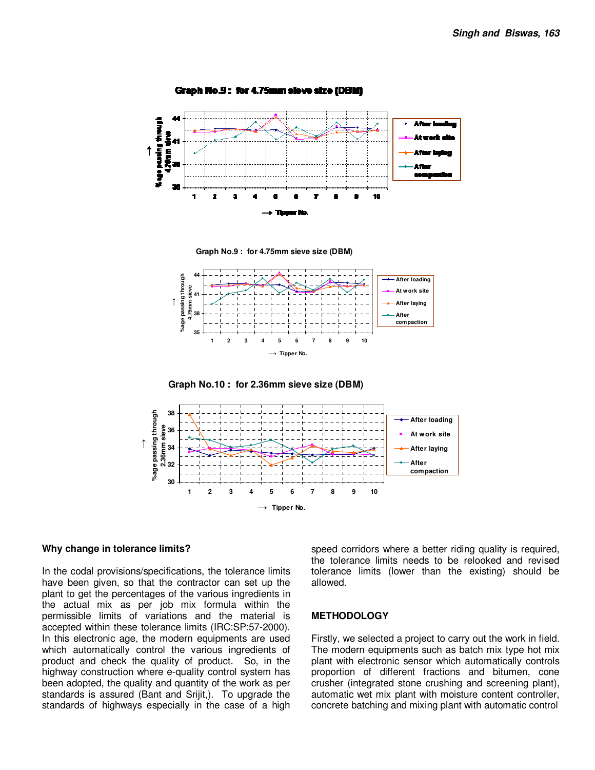**Graph No.9 : for 4.75mm sieve size (DBM)**

**Graph No.9 : for 4.75mm sieve size (DBM)**

**Graph No.10 : for 2.36mm sieve size (DBM)**

## Why change in tolerance limits?

In the codal provisions/specifications, the tolerance limits have been given, so that the contractor can set up the plant to get the percentages of the various ingredients in the actual mix as per job mix formula within the permissible limits of variations and the material is accepted within these tolerance limits (IRC:SP:57-2000). In this electronic age, the modern equipments are used which automatically control the various ingredients of product and check the quality of product. So, in the highway construction where e-quality control system has been adopted, the quality and quantity of the work as per standards is assured (Bant and Srijit,). To upgrade the standards of highways especially in the case of a high speed corridors where a better riding quality is required, the tolerance limits needs to be relooked and revised tolerance limits (lower than the existing) should be allowed.

## METHODOLOGY

Firstly, we selected a project to carry out the work in field. The modern equipments such as batch mix type hot mix plant with electronic sensor which automatically controls proportion of different fractions and bitumen, cone crusher (integrated stone crushing and screening plant), automatic wet mix plant with moisture content controller, concrete batching and mixing plant with automatic control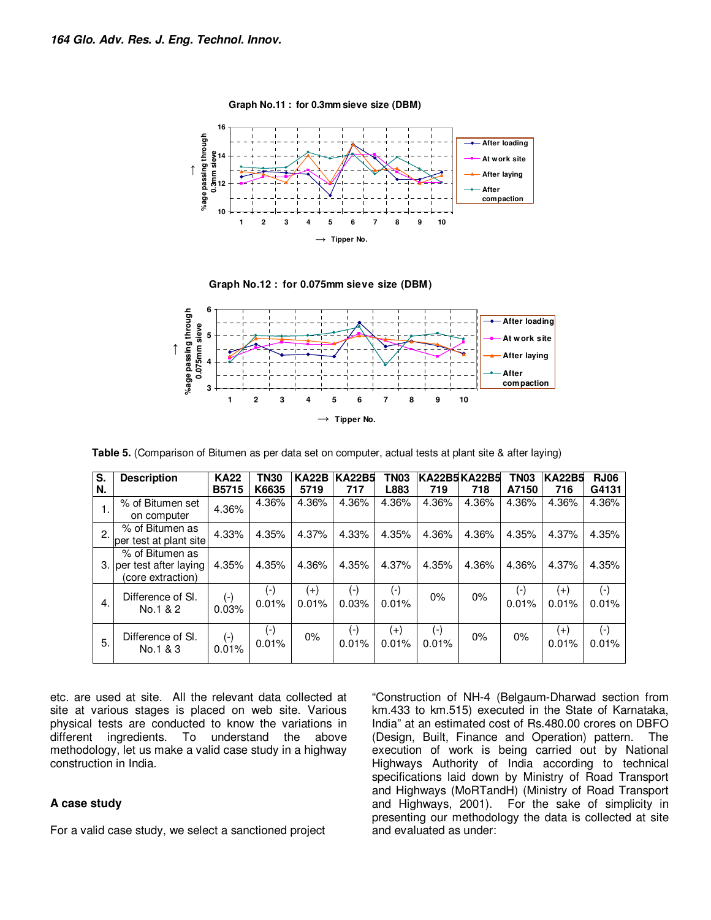**Graph No.11 : for 0.3mm sieve size (DBM)**

**Graph No.12 : for 0.075mm sieve size (DBM)**

**Table 5.** (Comparison of Bitumen as per data set on computer, actual tests at plant site & after laying)

| S. N. | Description | KA22 B5715 | TN30 K6635 | KA22B 5719 | KA22B5 717 | TN03 L883 | KA22B5 719 | KA22B5 718 | TN03 A7150 | KA22B5 716 | RJ06 G4131 |
|---|---|---|---|---|---|---|---|---|---|---|---|
| 1. | % of Bitumen set on computer | 4.36% | 4.36% | 4.36% | 4.36% | 4.36% | 4.36% | 4.36% | 4.36% | 4.36% | 4.36% |
| 2. | % of Bitumen as per test at plant site | 4.33% | 4.35% | 4.37% | 4.33% | 4.35% | 4.36% | 4.36% | 4.35% | 4.37% | 4.35% |
| 3. | % of Bitumen as per test after laying (core extraction) | 4.35% | 4.35% | 4.36% | 4.35% | 4.37% | 4.35% | 4.36% | 4.36% | 4.37% | 4.35% |
| 4. | Difference of Sl. No.1 & 2 | (-) 0.03% | (-) 0.01% | (+) 0.01% | (-) 0.03% | (-) 0.01% | 0% | 0% | (-) 0.01% | (+) 0.01% | (-) 0.01% |
| 5. | Difference of Sl. No.1 & 3 | (-) 0.01% | (-) 0.01% | 0% | (-) 0.01% | (+) 0.01% | (-) 0.01% | 0% | 0% | (+) 0.01% | (-) 0.01% |

etc. are used at site. All the relevant data collected at site at various stages is placed on web site. Various physical tests are conducted to know the variations in different ingredients. To understand the above methodology, let us make a valid case study in a highway construction in India.

### A case study

For a valid case study, we select a sanctioned project "Construction of NH-4 (Belgaum-Dharwad section from km.433 to km.515) executed in the State of Karnataka, India" at an estimated cost of Rs.480.00 crores on DBFO (Design, Built, Finance and Operation) pattern. The execution of work is being carried out by National Highways Authority of India according to technical specifications laid down by Ministry of Road Transport and Highways (MoRTandH) (Ministry of Road Transport and Highways, 2001). For the sake of simplicity in presenting our methodology the data is collected at site and evaluated as under: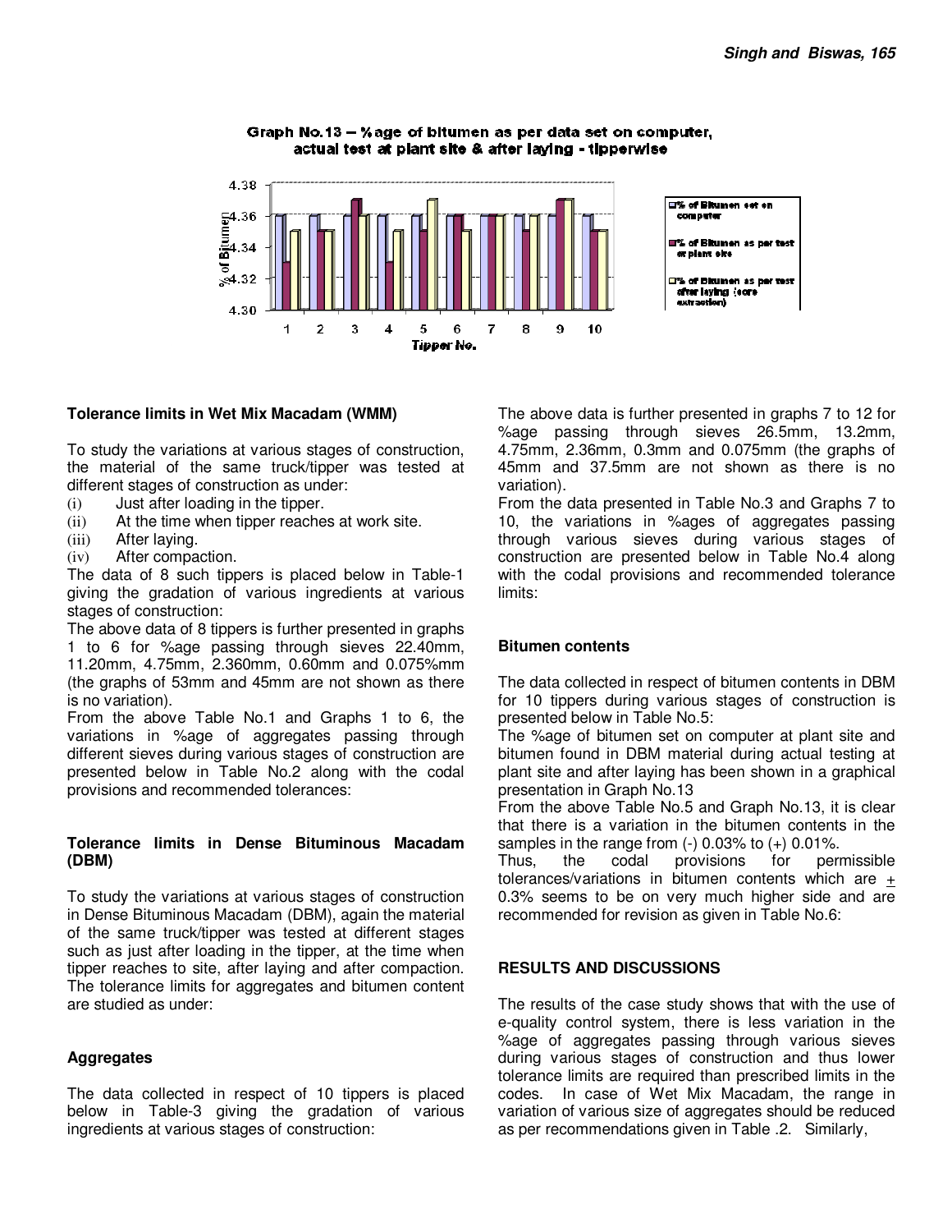Graph No.13 – %age of bitumen as per data set on computer, actual test at plant site & after laying - tipperwise

### Tolerance limits in Wet Mix Macadam (WMM)

To study the variations at various stages of construction, the material of the same truck/tipper was tested at different stages of construction as under:

(i) Just after loading in the tipper.
(ii) At the time when tipper reaches at work site.
(iii) After laying.
(iv) After compaction.

The data of 8 such tippers is placed below in Table-1 giving the gradation of various ingredients at various stages of construction:

The above data of 8 tippers is further presented in graphs 1 to 6 for %age passing through sieves 22.40mm, 11.20mm, 4.75mm, 2.360mm, 0.60mm and 0.075%mm (the graphs of 53mm and 45mm are not shown as there is no variation).

From the above Table No.1 and Graphs 1 to 6, the variations in %age of aggregates passing through different sieves during various stages of construction are presented below in Table No.2 along with the codal provisions and recommended tolerances:

### Tolerance limits in Dense Bituminous Macadam (DBM)

To study the variations at various stages of construction in Dense Bituminous Macadam (DBM), again the material of the same truck/tipper was tested at different stages such as just after loading in the tipper, at the time when tipper reaches to site, after laying and after compaction. The tolerance limits for aggregates and bitumen content are studied as under:

### Aggregates

The data collected in respect of 10 tippers is placed below in Table-3 giving the gradation of various ingredients at various stages of construction:

The above data is further presented in graphs 7 to 12 for %age passing through sieves 26.5mm, 13.2mm, 4.75mm, 2.36mm, 0.3mm and 0.075mm (the graphs of 45mm and 37.5mm are not shown as there is no variation).

From the data presented in Table No.3 and Graphs 7 to 10, the variations in %ages of aggregates passing through various sieves during various stages of construction are presented below in Table No.4 along with the codal provisions and recommended tolerance limits:

### Bitumen contents

The data collected in respect of bitumen contents in DBM for 10 tippers during various stages of construction is presented below in Table No.5:

The %age of bitumen set on computer at plant site and bitumen found in DBM material during actual testing at plant site and after laying has been shown in a graphical presentation in Graph No.13

From the above Table No.5 and Graph No.13, it is clear that there is a variation in the bitumen contents in the samples in the range from (-) 0.03% to (+) 0.01%.

Thus, the codal provisions for permissible tolerances/variations in bitumen contents which are ± 0.3% seems to be on very much higher side and are recommended for revision as given in Table No.6:

## RESULTS AND DISCUSSIONS

The results of the case study shows that with the use of e-quality control system, there is less variation in the %age of aggregates passing through various sieves during various stages of construction and thus lower tolerance limits are required than prescribed limits in the codes. In case of Wet Mix Macadam, the range in variation of various size of aggregates should be reduced as per recommendations given in Table .2. Similarly,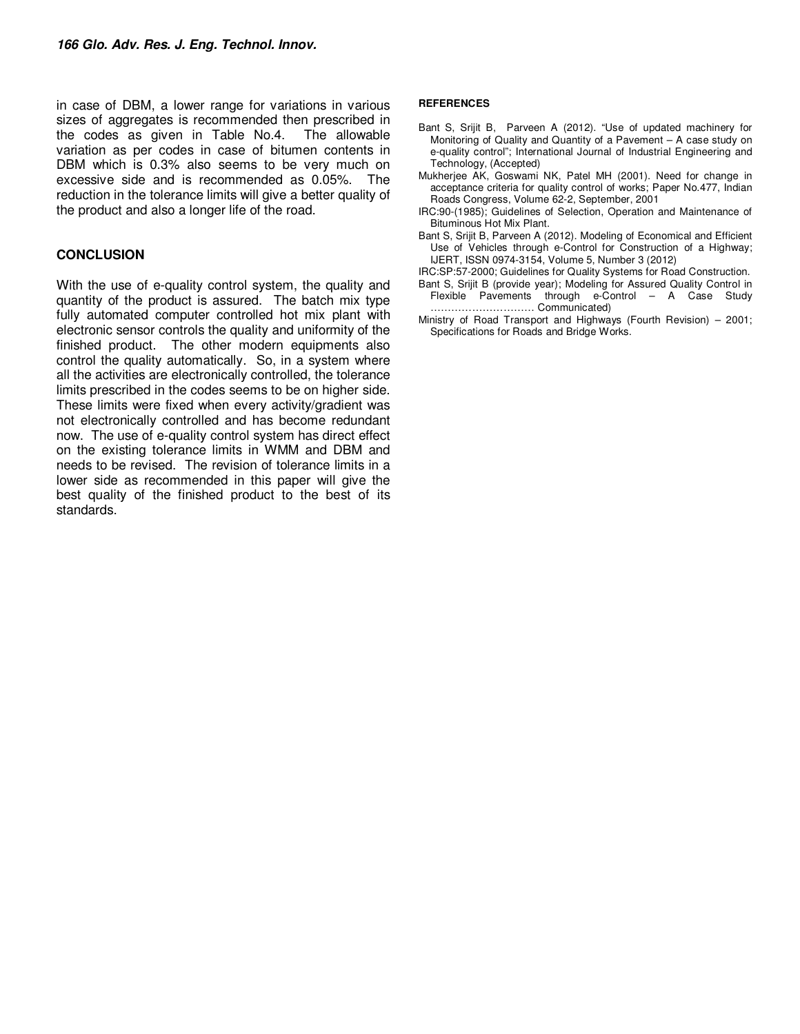in case of DBM, a lower range for variations in various sizes of aggregates is recommended then prescribed in the codes as given in Table No.4. The allowable variation as per codes in case of bitumen contents in DBM which is 0.3% also seems to be very much on excessive side and is recommended as 0.05%. The reduction in the tolerance limits will give a better quality of the product and also a longer life of the road.

## CONCLUSION

With the use of e-quality control system, the quality and quantity of the product is assured. The batch mix type fully automated computer controlled hot mix plant with electronic sensor controls the quality and uniformity of the finished product. The other modern equipments also control the quality automatically. So, in a system where all the activities are electronically controlled, the tolerance limits prescribed in the codes seems to be on higher side. These limits were fixed when every activity/gradient was not electronically controlled and has become redundant now. The use of e-quality control system has direct effect on the existing tolerance limits in WMM and DBM and needs to be revised. The revision of tolerance limits in a lower side as recommended in this paper will give the best quality of the finished product to the best of its standards.

## REFERENCES

Bant S, Srijit B, Parveen A (2012). "Use of updated machinery for Monitoring of Quality and Quantity of a Pavement – A case study on e-quality control"; International Journal of Industrial Engineering and Technology, (Accepted)

Mukherjee AK, Goswami NK, Patel MH (2001). Need for change in acceptance criteria for quality control of works; Paper No.477, Indian Roads Congress, Volume 62-2, September, 2001

IRC:90-(1985); Guidelines of Selection, Operation and Maintenance of Bituminous Hot Mix Plant.

Bant S, Srijit B, Parveen A (2012). Modeling of Economical and Efficient Use of Vehicles through e-Control for Construction of a Highway; IJERT, ISSN 0974-3154, Volume 5, Number 3 (2012)

IRC:SP:57-2000; Guidelines for Quality Systems for Road Construction.

Bant S, Srijit B (provide year); Modeling for Assured Quality Control in Flexible Pavements through e-Control – A Case Study ………………………… Communicated)

Ministry of Road Transport and Highways (Fourth Revision) – 2001; Specifications for Roads and Bridge Works.